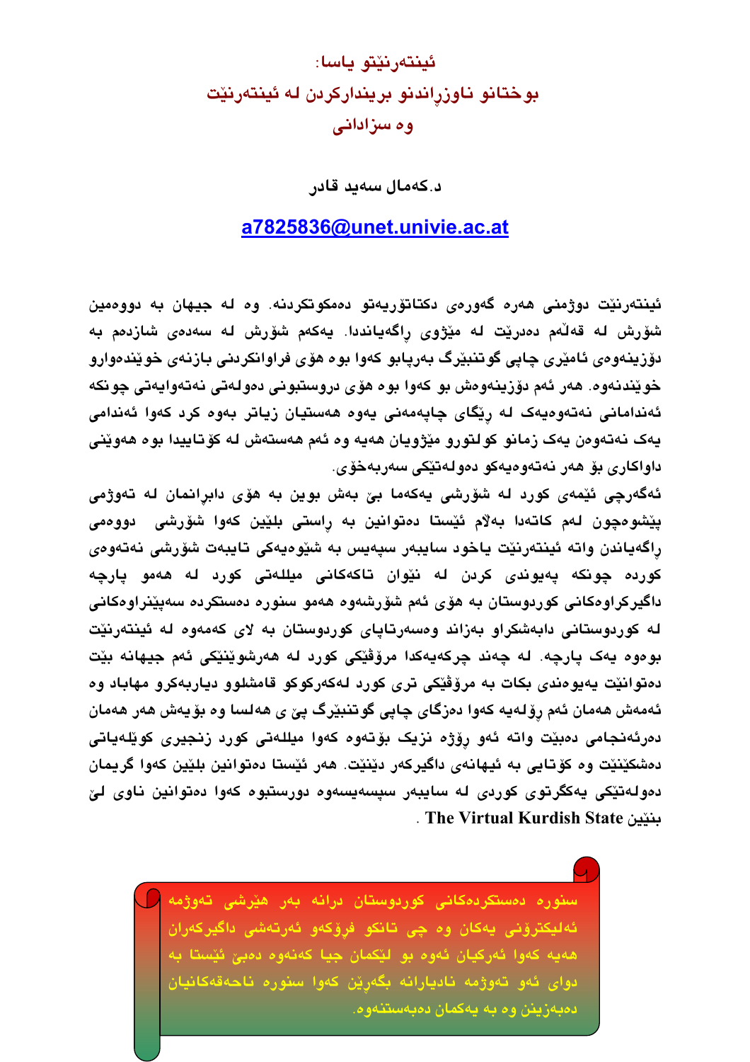# ئینتەرنێتو یاسا:
# بوختانو ناوزڕاندنو بریندارکردن لە ئینتەرنێت
# وە سزادانی

**د.کەمال سەید قادر**

a7825836@unet.univie.ac.at

ئینتەرنێت دوژمنی هەرە گەورەی دکتاتۆریەتو دەمکوتکردنە. وە لە جیهان بە دووەمین شۆرش لە قەڵەم دەدرێت لە مێژوی ڕاگەیاندا. یەکەم شۆرش لە سەدەی شازدەم بە دۆزینەوەی ئامێری چاپی گوتنبێرگ بەرپابو کەوا بوە هۆی فراوانکردنی بازنەی خوێندەوارو خوێندنەوە. هەر ئەم دۆزینەوەش بو کەوا بوە هۆی دروستبونی دەولەتی نەتەوایەتی چونکە ئەندامانی نەتەوەیەک لە ڕێگای چاپەمەنی یەوە هەستیان زیاتر بەوە کرد کەوا ئەندامی یەک نەتەوەن یەک زمانو کولتورو مێژویان هەیە وە ئەم هەستەش لە کۆتاییدا بوە هەوێنی داواکاری بۆ هەر نەتەوەیەکو دەولەتێکی سەربەخۆی.

ئەگەرچی ئێمەی کورد لە شۆرشی یەکەما بێ بەش بوین بە هۆی دابڕانمان لە تەوژمی پێشوەچون لەم کاتەدا بەلاّم ئێستا دەتوانین بە ڕاستی بلێین کەوا شۆرشی دووەمی ڕاگەیاندن واتە ئینتەرنێت یاخود سایبەر سپەیس بە شێوەیەکی تایبەت شۆرشی نەتەوەی کوردە چونکە پەیوندی کردن لە نێوان تاکەکانی میللەتی کورد لە هەمو پارچە داگیرکراوەکانی کوردوستان بە هۆی ئەم شۆرشەوە هەمو سنورە دەستکردە سەپێنراوەکانی لە کوردوستانی دابەشکراو بەزاند وەسەرتاپای کوردوستان بە لای کەمەوە لە ئینتەرنێت بوەوە یەک پارچە. لە چەند چرکەیەکدا مرۆڤێکی کورد لە هەرشوێنێکی ئەم جیهانە بێت دەتوانێت پەیوەندی بکات بە مرۆڤێکی تری کورد لەکەرکوکو قامشلوو دیاربەکرو مهاباد وە ئەمەش هەمان ئەم ڕۆلەیە کەوا دەزگای چاپی گوتنبێرگ پێ ی هەلسا وە بۆیەش هەر هەمان دەرئەنجامی دەبێت واتە ئەو ڕۆژە نزیک بۆتەوە کەوا میللەتی کورد زنجیری کوێلەیاتی دەشکێنێت وە کۆتایی بە ئیهانەی داگیرکەر دێنێت. هەر ئێستا دەتوانین بلێین کەوا گریمان دەولەتێکی یەکگرتوی کوردی لە سایبەر سپەیسەوە دورستبوە کەوا دەتوانین ناوی لێ بنێین **The Virtual Kurdish State**.

سنورە دەستکردەکانی کوردوستان درانە بەر هێرشی تەوژمە ئەلیکترۆنی یەکان وە چی تانکو فرۆکەو ئەرتەشی داگیرکەران هەیە کەوا ئەرکیان ئەوە بو لێکمان جیا کەنەوە دەبێ ئێستا بە دوای ئەو تەوژمە نادیارانە بگەڕێن کەوا سنورە ناحەقەکانیان دەبەزینن وە بە یەکمان دەبەستنەوە.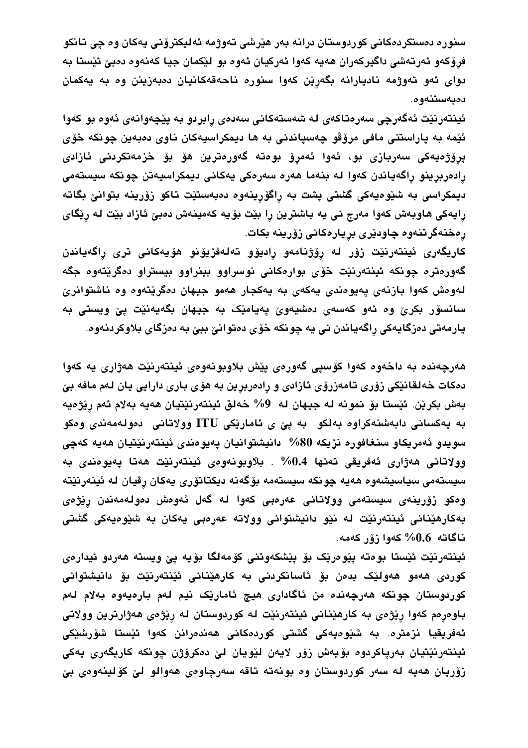سنوره دەستكردەكانى كوردوستان درانه بەر هێرشى تەوژمه ئەليكترۆنى يەكان وه چى تانكو فرۆكەو ئەرتەشى داگيركەران هەيە كەوا ئەركيان ئەوه بو لێكمان جيا كەنەوه دەبێ ئێستا به دواى ئەو تەوژمه نادياراىنه بگەرێن كەوا سنوره ناحەقەكانيان دەبەزينن وه به يەكمان دەبەستنەوه.

ئينتەرنێت ئەگەرچى سەرەتاكەى له شەستەكانى سەدەى ڕابردو به پێچەوانەى ئەوه بو كەوا ئێمه به پاراستنى مافى مرۆڤو چەسپاندنى به ها ديمكراسيەكان ناوى دەبەين چونكه خۆى پرۆژەيەكى سەربازى بو، ئەوا ئەمرۆ بوەته گەورەترين هۆ بۆ خزمەتكردنى ئازادى ڕادەربڕينو ڕاگەياندن كەوا له بنەما هەره سەرەكى يەكانى ديمكراسيەتن چونكه سيستەمى ديمكراسى به شێوەيەكى گشتى پشت به ڕاگۆڕينەوه دەبەستێت تاكو زۆرينه بتوانێ بگاته ڕايەكى هاوبەش كەوا مەرج نى يه باشترين ڕا بێت بۆيه كەمينەش دەبێ ئازاد بێت له ڕێگاى ڕەخنەگرتنەوه چاودێرى بڕيارەكانى زۆرينه بكات.

كاريگەرى ئينتەرنێت زۆر له ڕۆژنامەو ڕاديۆو تەلەفزيۆنو هۆيەكانى ترى ڕاگەياندن گەورەتره چونكه ئينتەرنێت خۆى بوارەكانى نوسراوو بينراوو بيستراو دەگرێتەوه جگه لەوەش كەوا بازنەى پەيوەندى يەكەى به يەكجار هەمو جيهان دەگرێتەوه وه ناشتوانرێ سانسۆر بكرێ وه ئەو كەسەى دەشيەوێ پەيامێك به جيهان بگەيەنێت پێ ويستى به يارمەتى دەزگايەكى ڕاگەياندن نى يه چونكه خۆى دەتوانێ ببێ به دەزگاى بلاوكردنەوه.

هەرچەنده به داخەوه كەوا كۆسپى گەورەى پێش بلاوبونەوەى ئينتەرنێت هەژارى يه كەوا دەكات خەلقانێكى زۆرى تامەزرۆى ئازادى و ڕادەربڕين به هۆى بارى دارايى يان لەم مافه بێ بەش بكرێن. ئێستا بۆ نمونه له جيهان له 9% خەلق ئينتەرنێتيان هەيە بەلام ئەم ڕێژەيە به يەكسانى دابەشنەكراوه بەلكو به پێ ى ئامارێكى ITU وولاتانى دەولەمەندى وەكو سويدو ئەمريكاو سنغافوره نزيكه 80% دانيشتوانيان پەيوەندى ئينتەرنێتيان هەيە كەچى وولاتانى هەژارى ئەفريقى تەنها 0.4% . بلاوبونەوەى ئينتەرنێت هەتا پەيوەندى به سيستەمى سياسيشەوه هەيە چونكه سيستەمه بۆگەنه ديكتاتۆرى يەكان ڕقيان له ئينەرنێته وەكو زۆرينەى سيستەمى وولاتانى عەرەبى كەوا له گەل ئەوەش دەولەمەندن ڕێژەى بەكارهێنانى ئينتەرنێت له نێو دانيشتوانى وولاته عەرەبى يەكان به شێوەيەكى گشتى ناگاته 0.6% كەوا زۆر كەمه.

ئينتەرنێت ئێستا بوەته پێوەرێك بۆ پێشكەوتنى كۆمەلگا بۆيه پێ ويسته هەردو ئيدارەى كوردى هەمو هەولێك بدەن بۆ ئاسانكردنى به كارهێنانى ئێنتەرنێت بۆ دانيشتوانى كوردوستان چونكه هەرچەنده من ئاگادارى هيچ ئامارێك نيم لەم بارەيەوه بەلام لەم باوەڕەم كەوا ڕێژەى به كارهێنانى ئينتەرنێت له كوردوستان له ڕێژەى هەژارترين وولاتى ئەفريقيا نزمتره. به شێوەيەكى گشتى كوردەكانى هەندەرانن كەوا ئێستا شۆڕشێكى ئينتەرنێتيان بەرپاكردوه بۆيەش زۆر لايەن لێويان لێ دەكرۆژن چونكه كاريگەرى يەكى زۆريان هەيە له سەر كوردوستان وه بونەته تاقه سەرچاوەى هەوالو لێ كۆلينەوەى بێ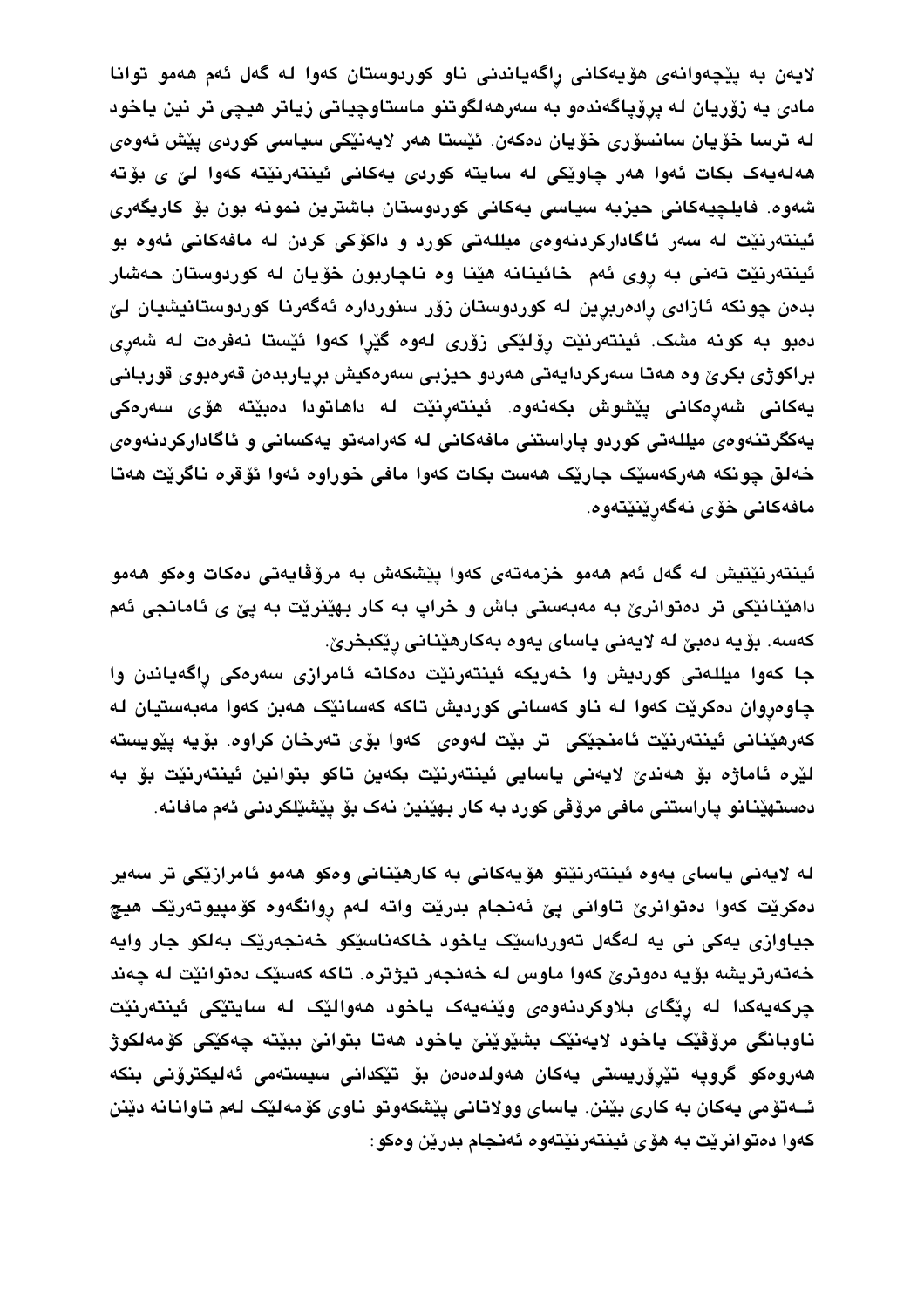لایەن بە پێچەوانەی هۆیەکانی راگەیاندنی ناو کوردوستان کەوا لە گەل ئەم هەمو توانا مادی یە زۆریان لە پرۆپاگەندەو بە سەرهەلگوتنو ماستاوچیاتی زیاتر هیچی تر نین یاخود لە ترسا خۆیان سانسۆری خۆیان دەکەن. ئێستا هەر لایەنێکی سیاسی کوردی پێش ئەوەی هەلەیەک بکات ئەوا هەر چاوێکی لە سایتە کوردی یەکانی ئینتەرنێتە کەوا لێ ی بۆتە شەوە. فایلچیەکانی حیزبە سیاسی یەکانی کوردوستان باشترین نمونە بون بۆ کاریگەری ئینتەرنێت لە سەر ئاگادارکردنەوەی میللەتی کورد و داکۆکی کردن لە مافەکانی ئەوە بو ئینتەرنێت تەنی بە روی ئەم خائینانە هێنا وە ناچاربون خۆیان لە کوردوستان حەشار بدەن چونکە ئازادی رادەربرین لە کوردوستان زۆر سنوردارە ئەگەرنا کوردوستانیشیان لێ دەبو بە کونە مشک. ئینتەرنێت رۆلێکی زۆری لەوە گێرا کەوا ئێستا نەفرەت لە شەری براکوژی بکرێ وە هەتا سەرکردایەتی هەردو حیزبی سەرەکیش بریاربدەن قەرەبوی قوربانی یەکانی شەرەکانی پێشوش بکەنەوە. ئینتەرنێت لە داهاتودا دەبێتە هۆی سەرەکی یەکگرتنەوەی میللەتی کوردو پاراستنی مافەکانی لە کەرامەتو یەکسانی و ئاگادارکردنەوەی خەلق چونکە هەرکەسێک جارێک هەست بکات کەوا مافی خوراوە ئەوا ئۆقرە ناگرێت هەتا مافەکانی خۆی نەگەرێنێتەوە.

ئینتەرنێتیش لە گەل ئەم هەمو خزمەتەی کەوا پێشکەش بە مرۆڤایەتی دەکات وەکو هەمو داهێنانێکی تر دەتوانرێ بە مەبەستی باش و خراپ بە کار بهێنرێت بە پێ ی ئامانجی ئەم کەسە. بۆیە دەبێ لە لایەنی یاسای یەوە بەکارهێنانی رێکبخرێ.
جا کەوا میللەتی کوردیش وا خەریکە ئینتەرنێت دەکاتە ئامرازی سەرەکی راگەیاندن وا چاوەروان دەکرێت کەوا لە ناو کەسانی کوردیش تاکە کەسانێک هەبن کەوا مەبەستیان لە کەرهێنانی ئینتەرنێت ئامنجێکی تر بێت لەوەی کەوا بۆی تەرخان کراوە. بۆیە پێویستە لێرە ئاماژە بۆ هەندێ لایەنی یاسایی ئینتەرنێت بکەین تاکو بتوانین ئینتەرنێت بۆ بە دەستهێنانو پاراستنی مافی مرۆڤی کورد بە کار بهێنین نەک بۆ پێشێلکردنی ئەم مافانە.

لە لایەنی یاسای یەوە ئینتەرنێتو هۆیەکانی بە کارهێنانی وەکو هەمو ئامرازێکی تر سەیر دەکرێت کەوا دەتوانرێ تاوانی پێ ئەنجام بدرێت واتە لەم روانگەوە کۆمپیوتەرێک هیچ جیاوازی یەکی نی یە لەگەل تەورداسێک یاخود خاکەناسێکو خەنجەرێک بەلکو جار وایە خەتەرتریشە بۆیە دەوترێ کەوا ماوس لە خەنجەر تیژترە. تاکە کەسێک دەتوانێت لە چەند چرکەیەکدا لە رێگای بلاوکردنەوەی وێنەیەک یاخود هەوالێک لە سایتێکی ئینتەرنێت ناوبانگی مرۆڤێک یاخود لایەنێک بشێوێنێ یاخود هەتا بتوانێ ببێتە چەکێکی کۆمەلکوژ هەروەکو گروپە تێرۆریستی یەکان هەولدەدەن بۆ تێکدانی سیستەمی ئەلیکترۆنی بنکە ئـەتۆمی یەکان بە کاری بێنن. یاسای وولاتانی پێشکەوتو ناوی کۆمەلێک لەم تاوانانە دێنن کەوا دەتوانرێت بە هۆی ئینتەرنێتەوە ئەنجام بدرێن وەکو: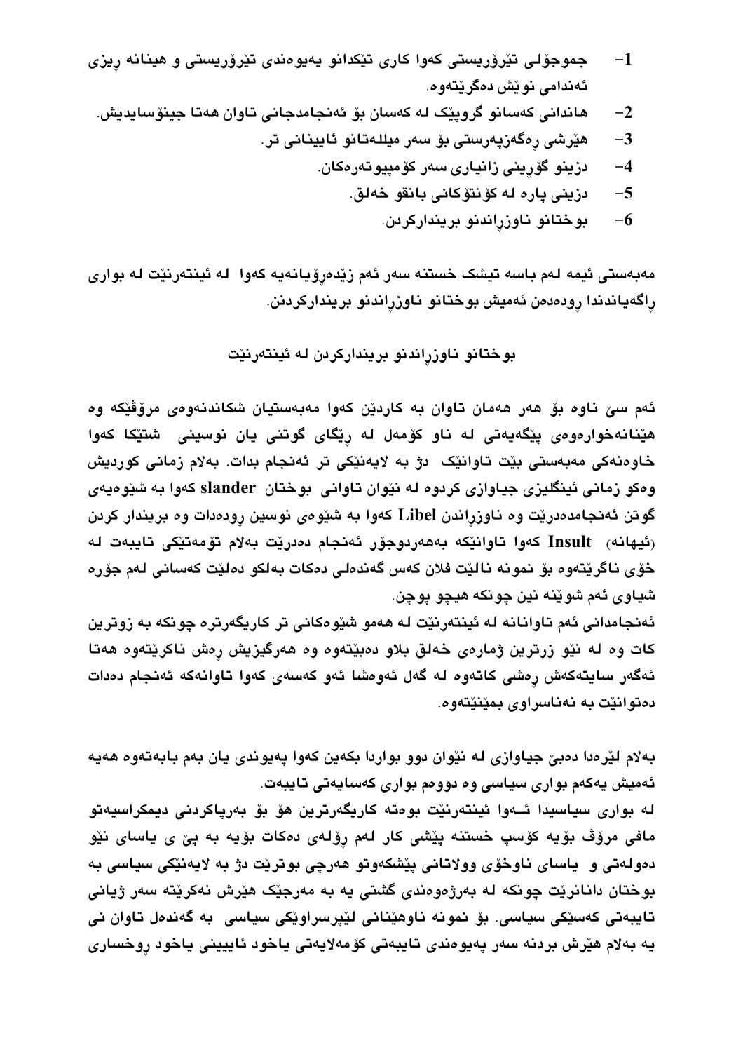1- جموجۆلی تیرۆریستی کەوا کاری تێکدانو یەیوەندی تێرۆریستی و هینانە ڕیزی ئەندامی نوێش دەگرێتەوە.
2- هاندانی کەسانو گروپێک لە کەسان بۆ ئەنجامدجانی تاوان هەتا جینۆسایدیش.
3- هێرشی ڕەگەزپەرستی بۆ سەر میللەتانو ئاییناتی تر.
4- دزینو گۆڕینی زانیاری سەر کۆمپیوتەرەکان.
5- دزینی پارە لە کۆنتۆکانی بانقو خەلق.
6- بوختانو ناوزڕاندنو بریندارکردن.

مەبەستی ئیمە لەم باسە تیشک خستنە سەر ئەم زێدەڕۆیانەیە کەوا لە ئینتەرنێت لە بواری ڕاگەیاندندا ڕودەدەن ئەمیش بوختانو ناوزڕاندنو بریندارکردن.

## بوختانو ناوزڕاندنو بریندارکردن لە ئینتەرنێت

ئەم سێ ناوە بۆ هەر هەمان تاوان بە کاردێن کەوا مەبەستیان شکاندنەوەی مرۆڤێکە وە هێنانەخوارەوەی پێگەیەتی لە ناو کۆمەل لە ڕێگای گوتنی یان نوسینی شتێکا کەوا خاوەنەکی مەبەستی بێت تاوانێک دژ بە لایەنێکی تر ئەنجام بدات. بەلام زمانی کوردیش وەکو زمانی ئینگلیزی جیاوازی کردوە لە نێوان تاوانی بوختان slander کەوا بە شێوەیەی گوتن ئەنجامدەدرێت وە ناوزڕاندن Libel کەوا بە شێوەی نوسین ڕودەدات وە بریندار کردن (ئیهانە) Insult کەوا تاوانێکە بەهەردوجۆر ئەنجام دەدرێت بەلام تۆمەتێکی تایبەت لە خۆی ناگرێتەوە بۆ نمونە نالێت فلان کەس گەندەلی دەکات بەلکو دەلێت کەسانی لەم جۆرە شیاوی ئەم شوێنە نین چونکە هیچو پوچن.
ئەنجامدانی ئەم تاوانانە لە ئینتەرنێت لە هەمو شێوەکانی تر کاریگەرترە چونکە بە زوترین کات وە لە نێو زرترین ژمارەی خەلق بلاو دەبێتەوە وە هەرگیزیش ڕەش ناکرێتەوە هەتا ئەگەر سایتەکەش ڕەشی کاتەوە لە گەل ئەوەشا ئەو کەسەی کەوا تاوانەکە ئەنجام دەدات دەتوانێت بە نەناسراوی بمێنێتەوە.

بەلام لێرەدا دەبێ جیاوازی لە نێوان دوو بواردا بکەین کەوا پەیوندی یان بەم بابەتەوە هەیە ئەمیش یەکەم بواری سیاسی وە دووەم بواری کەسایەتی تایبەت.
لە بواری سیاسیدا ئـەوا ئینتەرنێت بوەتە کاریگەرترین هۆ بۆ بەرپاکردنی دیمکراسیەتو مافی مرۆڤ بۆیە کۆسپ خستنە پێشی کار لەم ڕۆلەی دەکات بۆیە بە پێ ی یاسای نێو دەولەتی و یاسای ناوخۆی وولاتانی پێشکەوتو هەرچی بوترێت دژ بە لایەنێکی سیاسی بە بوختان دانانرێت چونکە لە بەرژەوەندی گشتی یە بە مەرجێک هێرش نەکرێتە سەر ژیانی تایبەتی کەسێکی سیاسی. بۆ نمونە ناوهێنانی لێپرسراوێکی سیاسی بە گەندەل تاوان نی یە بەلام هێرش بردنە سەر پەیوەندی تایبەتی کۆمەلایەتی یاخود ئاییینی یاخود ڕوخساری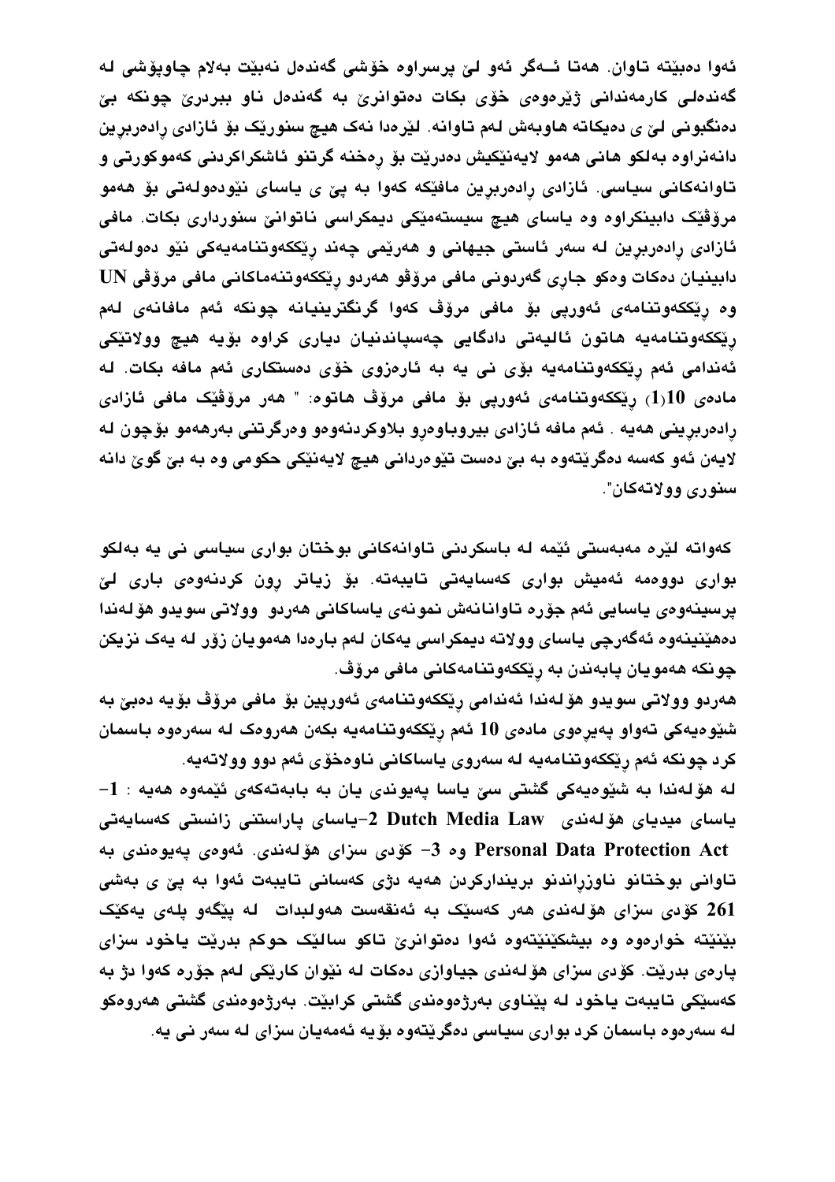ئەوا دەبێتە تاوان. هەتا ئــەگر ئەو لێ پرسراوە خۆشی گەندەل نەبێت بەلام چاوپۆشی لە گەندەلی کارمەندانی ژێرەوەی خۆی بکات دەتوانرێ بە گەندەل ناو ببردرێ چونکە بێ دەنگبونی لێ ی دەیکاتە هاوبەش لەم تاوانە. لێرەدا نەک هیچ سنورێک بۆ ئازادی ڕادەربڕین دانەنراوە بەلکو هانی هەمو لایەنێکیش دەدرێت بۆ ڕەخنە گرتنو ئاشکراکردنی کەموکورتی و تاوانەکانی سیاسی. ئازادی ڕادەربڕین مافێکە کەوا بە پێ ی یاسای نێودەولەتی بۆ هەمو مرۆڤێک دابینکراوە وە یاسای هیچ سیستەمێکی دیمکراسی ناتوانێ سنورداری بکات. مافی ئازادی ڕادەربڕین لە سەر ئاستی جیهانی و هەرێمی چەند ڕێککەوتنامەیەکی نێو دەولەتی دابینیان دەکات وەکو جاڕی گەردونی مافی مرۆڤو هەردو ڕێککەوتنەماکانی مافی مرۆڤی UN وە ڕێککەوتنامەی ئەوروپی بۆ مافی مرۆڤ کەوا گرنگترینیانە چونکە ئەم مافانەی لەم ڕێککەوتنامەیە هاتون ئالیەتی دادگایی چەسپاندنیان دیاری کراوە بۆیە هیچ وولاتێکی ئەندامی ئەم ڕێککەوتنامەیە بۆی نی یە بە ئارەزوی خۆی دەستکاری ئەم مافە بکات. لە مادەی 10(1) ڕێککەوتنامەی ئەوروپی بۆ مافی مرۆڤ هاتوە: " هەر مرۆڤێک مافی ئازادی ڕادەربڕینی هەیە . ئەم مافە ئازادی بیروباوەڕو بلاوکردنەوەو وەرگرتنی بەرهەمو بۆچون لە لایەن ئەو کەسە دەگرێتەوە بە بێ دەست تێوەردانی هیچ لایەنێکی حکومی وە بە بێ گوێ دانە سنوری وولاتەکان".

کەواتە لێرە مەبەستی ئێمە لە باسکردنی تاوانەکانی بوختان بواری سیاسی نی یە بەلکو بواری دووەمە ئەمیش بواری کەسایەتی تایبەتە. بۆ زیاتر ڕون کردنەوەی باری لێ پرسینەوەی یاسایی ئەم جۆرە تاوانانەش نمونەی یاساکانی هەردو وولاتی سویدو هۆلەندا دەهێنینەوە ئەگەرچی یاسای وولاتە دیمکراسی یەکان لەم بارەدا هەمویان زۆر لە یەک نزیکن چونکە هەمویان پابەندن بە ڕێککەوتنامەکانی مافی مرۆڤ.

هەردو وولاتی سویدو هۆلەندا ئەندامی ڕێککەوتنامەی ئەوروپین بۆ مافی مرۆڤ بۆیە دەبێ بە شێوەیەکی تەواو پەیڕەوی مادەی 10 ئەم ڕێککەوتنامەیە بکەن هەروەک لە سەرەوە باسمان کرد چونکە ئەم ڕێککەوتنامەیە لە سەروی یاساکانی ناوەخۆی ئەم دوو وولاتەیە.

لە هۆلەندا بە شێوەیەکی گشتی سێ یاسا پەیوندی یان بە بابەتەکەی ئێمەوە هەیە : 1- یاسای میدیای هۆلەندی Dutch Media Law 2-یاسای پاراستنی زانستی کەسایەتی Personal Data Protection Act وە 3- کۆدی سزای هۆلەندی. ئەوەی پەیوەندی بە تاوانی بوختانو ناوزڕاندنو بریندارکردن هەیە دژی کەسانی تایبەت ئەوا بە پێ ی بەشی 261 کۆدی سزای هۆلەندی هەر کەسێک بە ئەنقەست هەولبدات لە پێگەو پلەی یەکێک بێنێتە خوارەوە وە بیشکێنێتەوە ئەوا دەتوانرێ تاکو سالێک حوکم بدرێت یاخود سزای پارەی بدرێت. کۆدی سزای هۆلەندی جیاوازی دەکات لە نێوان کارێکی لەم جۆرە کەوا دژ بە کەسێکی تایبەت یاخود لە پێناوی بەرژەوەندی گشتی کرابێت. بەرژەوەندی گشتی هەروەکو لە سەرەوە باسمان کرد بواری سیاسی دەگرێتەوە بۆیە ئەمەیان سزای لە سەر نی یە.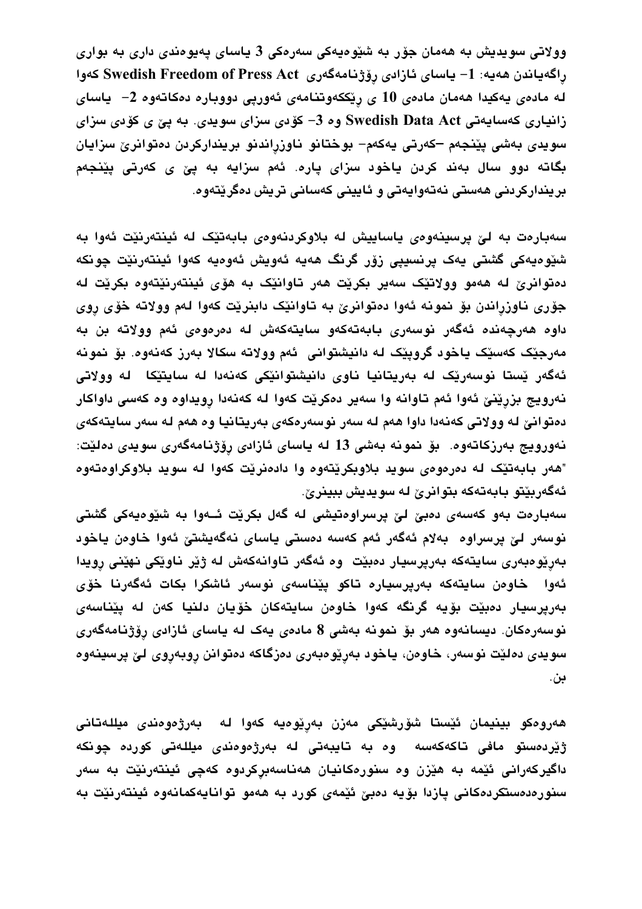وولاتی سویدیش بە هەمان جۆر بە شێوەیەکی سەرەکی 3 یاسای پەیوەندی داری بە بواری ڕاگەیاندن هەیە: 1- یاسای ئازادی ڕۆژنامەگەری Swedish Freedom of Press Act کەوا لە مادەی یەکیدا هەمان مادەی 10 ی ڕێککەوتنامەی ئەوروپی دووبارە دەکاتەوە 2- یاسای زانیاری کەسایەتی Swedish Data Act وە 3- کۆدی سزای سویدی. بە پێ ی کۆدی سزای سویدی بەشی پێنجەم –کەرتی یەکەم- بوختانو ناوزڕاندنو بریندارکردن دەتوانرێ سزایان بگاتە دوو سال بەند کردن یاخود سزای پارە. ئەم سزایە بە پێ ی کەرتی پێنجەم بریندارکردنی هەستی نەتەوایەتی و ئایینی کەسانی تریش دەگرێتەوە.

سەبارەت بە لێ پرسینەوەی یاساییش لە بلاوکردنەوەی بابەتێک لە ئینتەرنێت ئەوا بە شێوەیەکی گشتی یەک پرنسیپی زۆر گرنگ هەیە ئەویش ئەوەیە کەوا ئینتەرنێت چونکە دەتوانرێ لە هەموو وولاتێک سەیر بکرێت هەر تاوانێک بە هۆی ئینتەرنێتەوە بکرێت لە جۆری ناوزڕاندن بۆ نمونە ئەوا دەتوانرێ بە تاوانێک دابنرێت کەوا لەم وولاتە خۆی ڕوی داوە هەرچەندە ئەگەر نوسەری بابەتەکەو سایتەکەش لە دەرەوەی ئەم وولاتە بن بە مەرجێک کەسێک یاخود گروپێک لە دانیشتوانی ئەم وولاتە سکالا بەرز کەنەوە. بۆ نمونە ئەگەر ێستا نوسەرێک لە بەریتانیا ناوی دانیشتوانێکی کەنەدا لە سایتێکا لە وولاتی نەرویج بزڕێنێ ئەوا ئەم تاوانە وا سەیر دەکرێت کەوا لە کەنەدا ڕویداوە وە کەسی داواکار دەتوانێ لە وولاتی کەنەدا داوا هەم لە سەر نوسەرەکەی بەریتانیا وە هەم لە سەر سایتەکەی نەورویج بەرزکاتەوە. بۆ نمونە بەشی 13 لە یاسای ئازادی ڕۆژنامەگەری سویدی دەلێت: "هەر بابەتێک لە دەرەوەی سوید بلاوبکرێتەوە وا دادەنرێت کەوا لە سوید بلاوکراوەتەوە ئەگەربێتو بابەتەکە بتوانرێ لە سویدیش ببینرێ.

سەبارەت بەو کەسەی دەبێ لێ پرسراوەتیشی لە گەل بکرێت ئـەوا بە شێوەیەکی گشتی نوسەر لێ پرسراوە بەلام ئەگەر ئەم کەسە دەستی یاسای نەگەیشتێ ئەوا خاوەن یاخود بەڕێوەبەری سایتەکە بەرپرسیار دەبێت وە ئەگەر تاوانەکەش لە ژێر ناوێکی نهێنی ڕویدا ئەوا خاوەن سایتەکە بەرپرسیارە تاکو پێناسەی نوسەر ئاشکرا بکات ئەگەرنا خۆی بەرپرسیار دەبێت بۆیە گرنگە کەوا خاوەن سایتەکان خۆیان دلنیا کەن لە پێناسەی نوسەرەکان. دیسانەوە هەر بۆ نمونە بەشی 8 مادەی یەک لە یاسای ئازادی ڕۆژنامەگەری سویدی دەلێت نوسەر، خاوەن، یاخود بەڕێوەبەری دەزگاکە دەتوانن ڕوبەڕوی لێ پرسینەوە بن.

هەروەکو بینیمان ئێستا شۆڕشێکی مەزن بەرێوەیە کەوا لە بەرژەوەندی میللەتانی ژێردەستو مافی تاکەکەسە وە بە تایبەتی لە بەرژەوەندی میللەتی کوردە چونکە داگیرکەرانی ئێمە بە هێزن وە سنورەکانیان هەناسەبڕکردوە کەچی ئینتەرنێت بە سەر سنورەدەستکردەکانی پازدا بۆیە دەبێ ئێمەی کورد بە هەموو توانایەکمانەوە ئینتەرنێت بە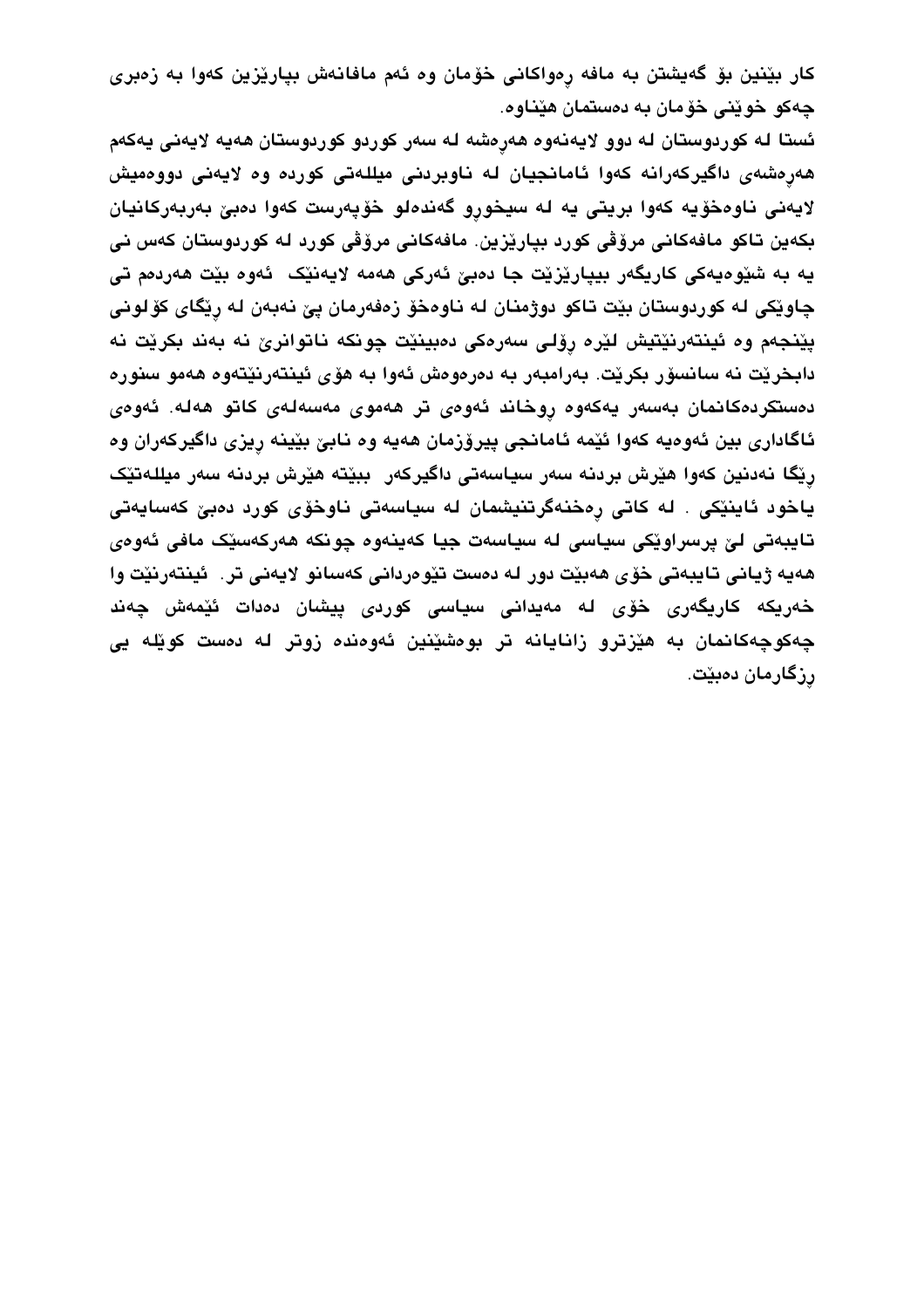کار بێنین بۆ گەیشتن بە مافە ڕەواکانی خۆمان وە ئەم مافانەش بپارێزین کەوا بە زەبری چەکو خوێنی خۆمان بە دەستمان هێناوە.

ئستا لە کوردوستان لە دوو لایەنەوە هەڕەشە لە سەر کوردو کوردوستان هەیە لایەنی یەکەم هەڕەشەی داگیرکەرانە کەوا ئامانجیان لە ناوبردنی میللەتی کوردە وە لایەنی دووەمیش لایەنی ناوەخۆیە کەوا بریتی یە لە سیخورو گەندەلو خۆپەرست کەوا دەبێ بەربەرکانیان بکەین تاکو مافەکانی مرۆڤی کورد بپارێزین. مافەکانی مرۆڤی کورد لە کوردوستان کەس نی یە بە شێوەیەکی کاریگەر بیپارێزێت جا دەبێ ئەرکی هەمە لایەنێک ئەوە بێت هەردەم تی چاوێکی لە کوردوستان بێت تاکو دوژمنان لە ناوەخۆ زەفەرمان پێ نەبەن لە ڕێگای کۆلونی پێنجەم وە ئینتەرنێتیش لێرە ڕۆلی سەرەکی دەبینێت چونکە ناتوانرێ نە بەند بکرێت نە دابخرێت نە سانسۆر بکرێت. بەرامبەر بە دەرەوەش ئەوا بە هۆی ئینتەرنێتەوە هەمو سنورە دەستکردەکانمان بەسەر یەکەوە ڕوخاند ئەوەی تر هەموی مەسەلەی کاتو هەلە. ئەوەی ئاگاداری بین ئەوەیە کەوا ئێمە ئامانجی پیرۆزمان هەیە وە نابێ بێینە ڕیزی داگیرکەران وە ڕێگا نەدنین کەوا هێرش بردنە سەر سیاسەتی داگیرکەر ببێتە هێرش بردنە سەر میللەتێک یاخود ئاینێکی . لە کاتی ڕەخنەگرتنیشمان لە سیاسەتی ناوخۆی کورد دەبێ کەسایەتی تایبەتی لێ پرسراوێکی سیاسی لە سیاسەت جیا کەینەوە چونکە هەرکەسێک مافی ئەوەی هەیە ژیانی تایبەتی خۆی هەبێت دور لە دەست تێوەردانی کەسانو لایەنی تر. ئینتەرنێت وا خەریکە کاریگەری خۆی لە مەیدانی سیاسی کوردی پیشان دەدات ئێمەش چەند چەکوچەکانمان بە هێزترو زانایانە تر بوەشێنین ئەوەندە زوتر لە دەست کوێلە یی ڕزگارمان دەبێت.